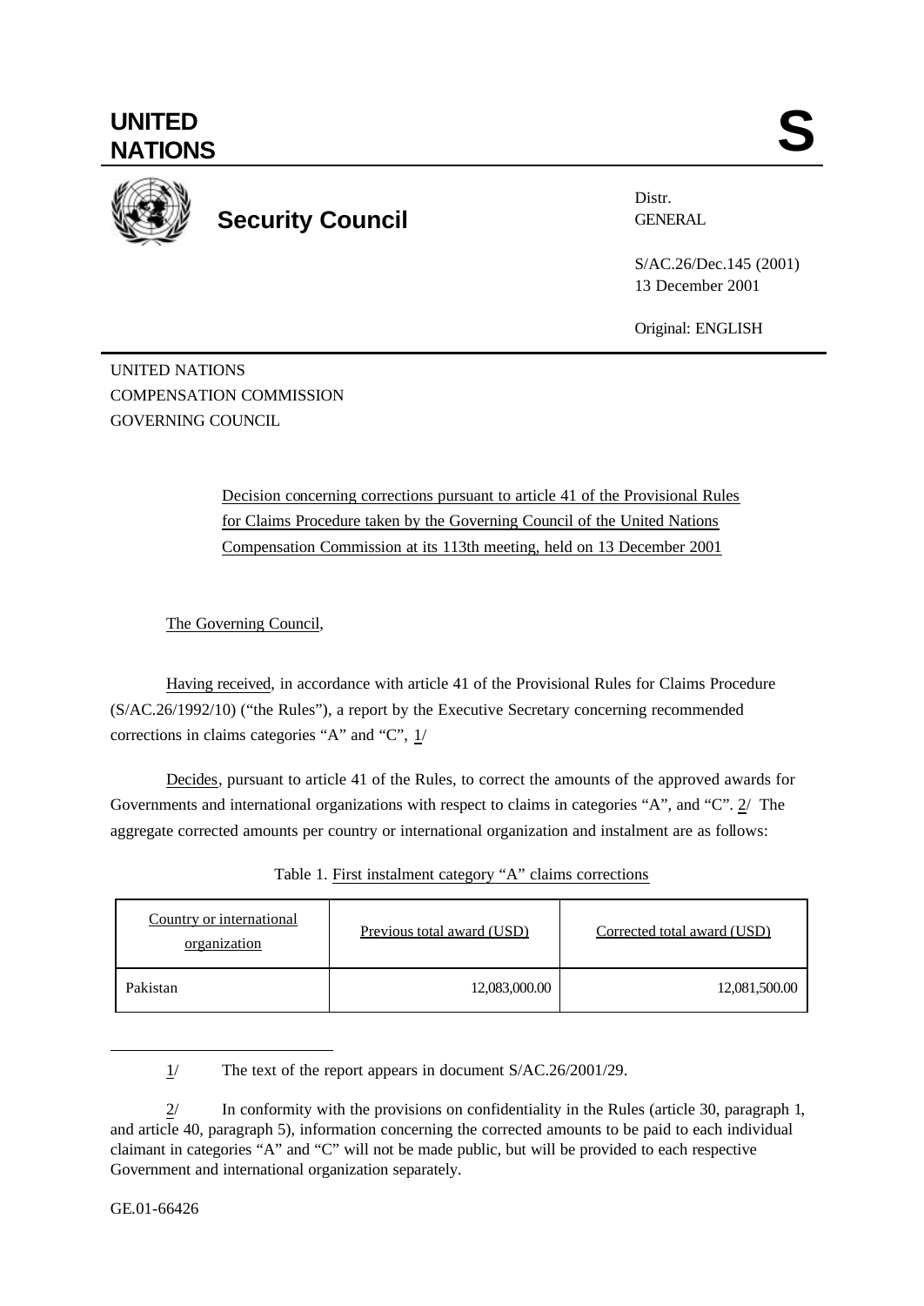# UNITED NATIONS

# S

## Security Council

Distr.
GENERAL

S/AC.26/Dec.145 (2001)
13 December 2001

Original: ENGLISH

UNITED NATIONS
COMPENSATION COMMISSION
GOVERNING COUNCIL

Decision concerning corrections pursuant to article 41 of the Provisional Rules for Claims Procedure taken by the Governing Council of the United Nations Compensation Commission at its 113th meeting, held on 13 December 2001

The Governing Council,

Having received, in accordance with article 41 of the Provisional Rules for Claims Procedure (S/AC.26/1992/10) ("the Rules"), a report by the Executive Secretary concerning recommended corrections in claims categories "A" and "C", 1/

Decides, pursuant to article 41 of the Rules, to correct the amounts of the approved awards for Governments and international organizations with respect to claims in categories "A", and "C". 2/ The aggregate corrected amounts per country or international organization and instalment are as follows:

Table 1. First instalment category "A" claims corrections

| Country or international organization | Previous total award (USD) | Corrected total award (USD) |
|---|---|---|
| Pakistan | 12,083,000.00 | 12,081,500.00 |

1/ The text of the report appears in document S/AC.26/2001/29.

2/ In conformity with the provisions on confidentiality in the Rules (article 30, paragraph 1, and article 40, paragraph 5), information concerning the corrected amounts to be paid to each individual claimant in categories "A" and "C" will not be made public, but will be provided to each respective Government and international organization separately.

GE.01-66426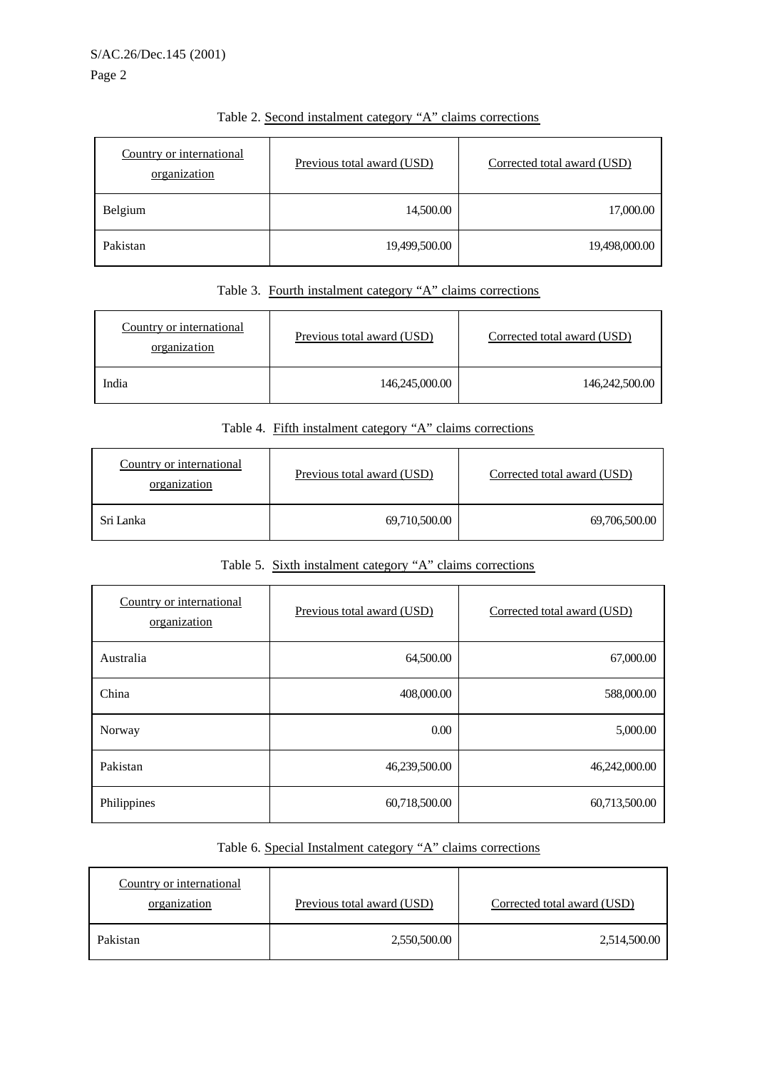Table 2. Second instalment category "A" claims corrections

| Country or international organization | Previous total award (USD) | Corrected total award (USD) |
|---|---|---|
| Belgium | 14,500.00 | 17,000.00 |
| Pakistan | 19,499,500.00 | 19,498,000.00 |

Table 3. Fourth instalment category "A" claims corrections

| Country or international organization | Previous total award (USD) | Corrected total award (USD) |
|---|---|---|
| India | 146,245,000.00 | 146,242,500.00 |

Table 4. Fifth instalment category "A" claims corrections

| Country or international organization | Previous total award (USD) | Corrected total award (USD) |
|---|---|---|
| Sri Lanka | 69,710,500.00 | 69,706,500.00 |

Table 5. Sixth instalment category "A" claims corrections

| Country or international organization | Previous total award (USD) | Corrected total award (USD) |
|---|---|---|
| Australia | 64,500.00 | 67,000.00 |
| China | 408,000.00 | 588,000.00 |
| Norway | 0.00 | 5,000.00 |
| Pakistan | 46,239,500.00 | 46,242,000.00 |
| Philippines | 60,718,500.00 | 60,713,500.00 |

Table 6. Special Instalment category "A" claims corrections

| Country or international organization | Previous total award (USD) | Corrected total award (USD) |
|---|---|---|
| Pakistan | 2,550,500.00 | 2,514,500.00 |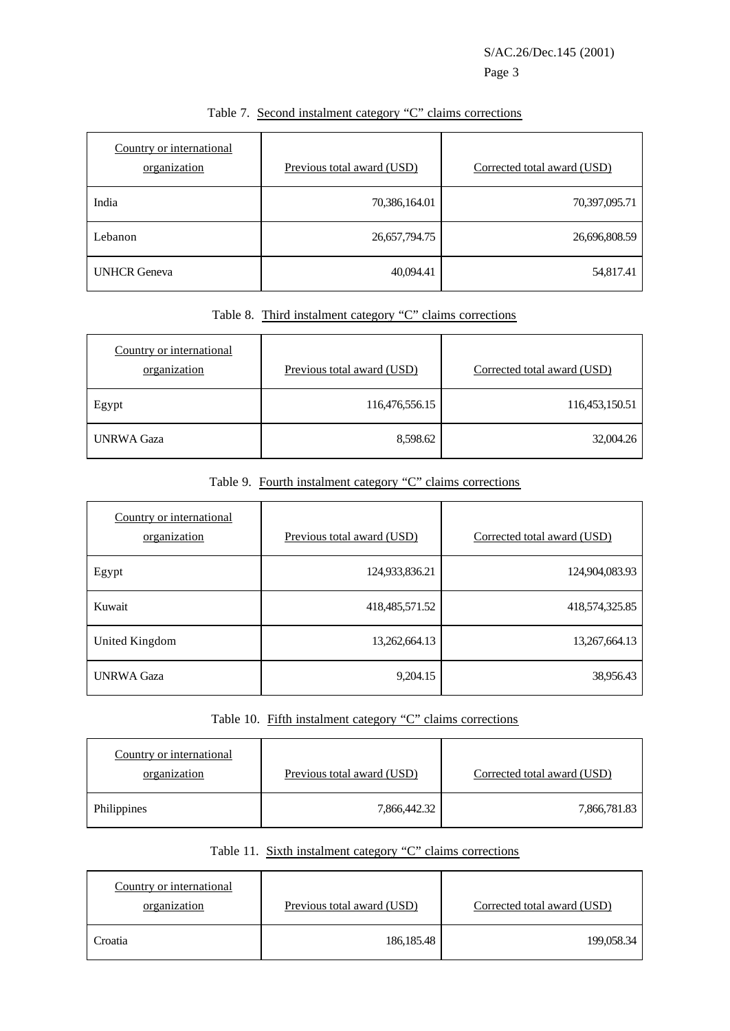Table 7. Second instalment category "C" claims corrections

| Country or international organization | Previous total award (USD) | Corrected total award (USD) |
|---|---:|---:|
| India | 70,386,164.01 | 70,397,095.71 |
| Lebanon | 26,657,794.75 | 26,696,808.59 |
| UNHCR Geneva | 40,094.41 | 54,817.41 |

Table 8. Third instalment category "C" claims corrections

| Country or international organization | Previous total award (USD) | Corrected total award (USD) |
|---|---:|---:|
| Egypt | 116,476,556.15 | 116,453,150.51 |
| UNRWA Gaza | 8,598.62 | 32,004.26 |

Table 9. Fourth instalment category "C" claims corrections

| Country or international organization | Previous total award (USD) | Corrected total award (USD) |
|---|---:|---:|
| Egypt | 124,933,836.21 | 124,904,083.93 |
| Kuwait | 418,485,571.52 | 418,574,325.85 |
| United Kingdom | 13,262,664.13 | 13,267,664.13 |
| UNRWA Gaza | 9,204.15 | 38,956.43 |

Table 10. Fifth instalment category "C" claims corrections

| Country or international organization | Previous total award (USD) | Corrected total award (USD) |
|---|---:|---:|
| Philippines | 7,866,442.32 | 7,866,781.83 |

Table 11. Sixth instalment category "C" claims corrections

| Country or international organization | Previous total award (USD) | Corrected total award (USD) |
|---|---:|---:|
| Croatia | 186,185.48 | 199,058.34 |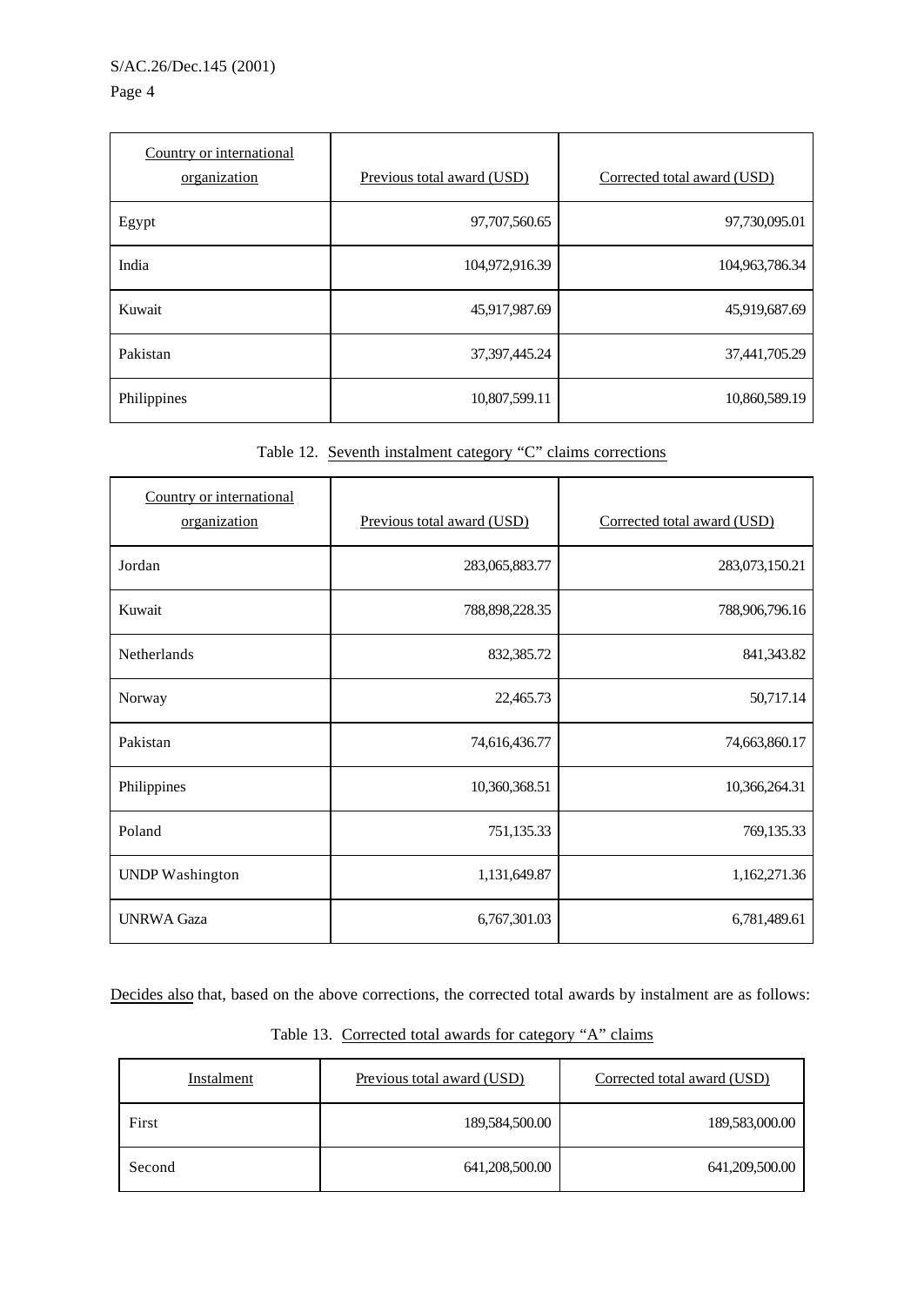| Country or international organization | Previous total award (USD) | Corrected total award (USD) |
|---|---|---|
| Egypt | 97,707,560.65 | 97,730,095.01 |
| India | 104,972,916.39 | 104,963,786.34 |
| Kuwait | 45,917,987.69 | 45,919,687.69 |
| Pakistan | 37,397,445.24 | 37,441,705.29 |
| Philippines | 10,807,599.11 | 10,860,589.19 |

Table 12. Seventh instalment category "C" claims corrections

| Country or international organization | Previous total award (USD) | Corrected total award (USD) |
|---|---|---|
| Jordan | 283,065,883.77 | 283,073,150.21 |
| Kuwait | 788,898,228.35 | 788,906,796.16 |
| Netherlands | 832,385.72 | 841,343.82 |
| Norway | 22,465.73 | 50,717.14 |
| Pakistan | 74,616,436.77 | 74,663,860.17 |
| Philippines | 10,360,368.51 | 10,366,264.31 |
| Poland | 751,135.33 | 769,135.33 |
| UNDP Washington | 1,131,649.87 | 1,162,271.36 |
| UNRWA Gaza | 6,767,301.03 | 6,781,489.61 |

Decides also that, based on the above corrections, the corrected total awards by instalment are as follows:

Table 13. Corrected total awards for category "A" claims

| Instalment | Previous total award (USD) | Corrected total award (USD) |
|---|---|---|
| First | 189,584,500.00 | 189,583,000.00 |
| Second | 641,208,500.00 | 641,209,500.00 |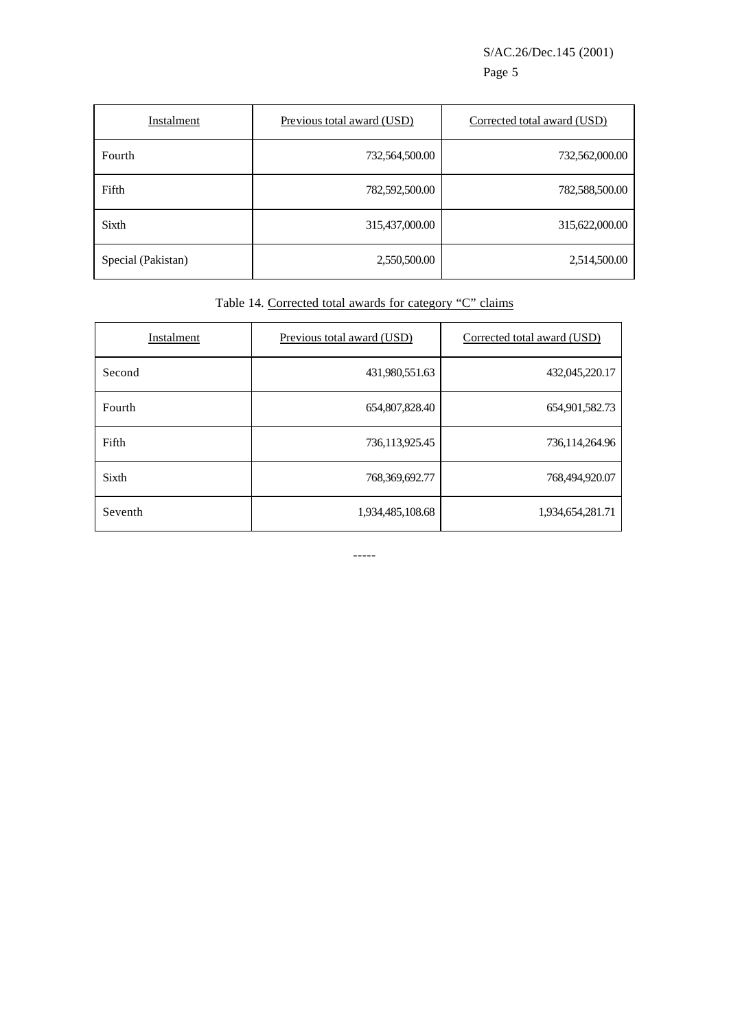| Instalment | Previous total award (USD) | Corrected total award (USD) |
| --- | --- | --- |
| Fourth | 732,564,500.00 | 732,562,000.00 |
| Fifth | 782,592,500.00 | 782,588,500.00 |
| Sixth | 315,437,000.00 | 315,622,000.00 |
| Special (Pakistan) | 2,550,500.00 | 2,514,500.00 |

Table 14. Corrected total awards for category “C” claims

| Instalment | Previous total award (USD) | Corrected total award (USD) |
| --- | --- | --- |
| Second | 431,980,551.63 | 432,045,220.17 |
| Fourth | 654,807,828.40 | 654,901,582.73 |
| Fifth | 736,113,925.45 | 736,114,264.96 |
| Sixth | 768,369,692.77 | 768,494,920.07 |
| Seventh | 1,934,485,108.68 | 1,934,654,281.71 |

-----